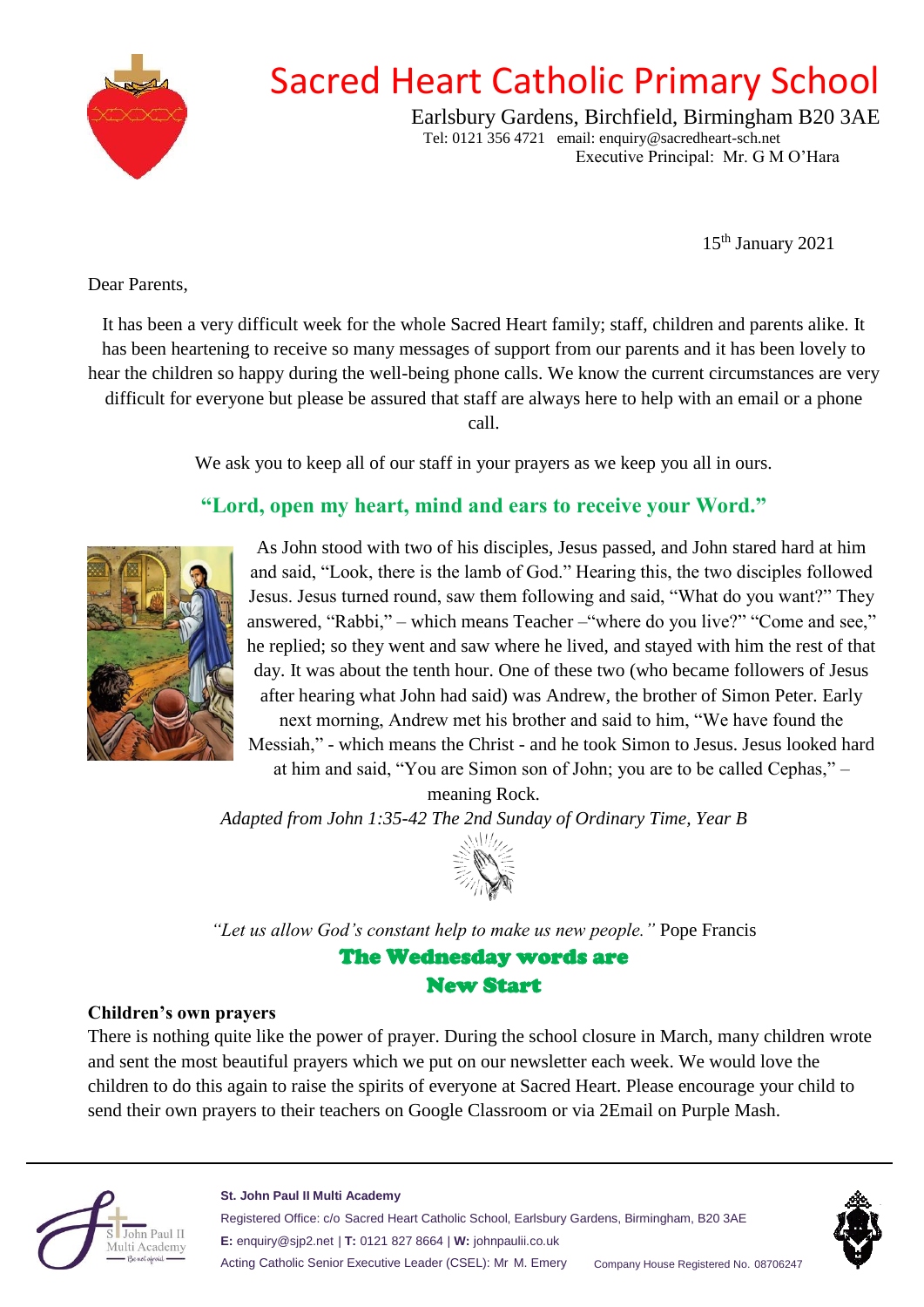# Sacred Heart Catholic Primary School

Earlsbury Gardens, Birchfield, Birmingham B20 3AE
Tel: 0121 356 4721 email: enquiry@sacredheart-sch.net
Executive Principal: Mr. G M O'Hara

15th January 2021

Dear Parents,

It has been a very difficult week for the whole Sacred Heart family; staff, children and parents alike. It has been heartening to receive so many messages of support from our parents and it has been lovely to hear the children so happy during the well-being phone calls. We know the current circumstances are very difficult for everyone but please be assured that staff are always here to help with an email or a phone call.

We ask you to keep all of our staff in your prayers as we keep you all in ours.

## "Lord, open my heart, mind and ears to receive your Word."

As John stood with two of his disciples, Jesus passed, and John stared hard at him and said, "Look, there is the lamb of God." Hearing this, the two disciples followed Jesus. Jesus turned round, saw them following and said, "What do you want?" They answered, "Rabbi," – which means Teacher –"where do you live?" "Come and see," he replied; so they went and saw where he lived, and stayed with him the rest of that day. It was about the tenth hour. One of these two (who became followers of Jesus after hearing what John had said) was Andrew, the brother of Simon Peter. Early next morning, Andrew met his brother and said to him, "We have found the Messiah," - which means the Christ - and he took Simon to Jesus. Jesus looked hard at him and said, "You are Simon son of John; you are to be called Cephas," – meaning Rock.

*Adapted from John 1:35-42 The 2nd Sunday of Ordinary Time, Year B*

*"Let us allow God's constant help to make us new people."* Pope Francis

**The Wednesday words are**
**New Start**

**Children's own prayers**

There is nothing quite like the power of prayer. During the school closure in March, many children wrote and sent the most beautiful prayers which we put on our newsletter each week. We would love the children to do this again to raise the spirits of everyone at Sacred Heart. Please encourage your child to send their own prayers to their teachers on Google Classroom or via 2Email on Purple Mash.

**St. John Paul II Multi Academy**
Registered Office: c/o Sacred Heart Catholic School, Earlsbury Gardens, Birmingham, B20 3AE
**E:** enquiry@sjp2.net | **T:** 0121 827 8664 | **W:** johnpaulii.co.uk
Acting Catholic Senior Executive Leader (CSEL): Mr M. Emery
Company House Registered No. 08706247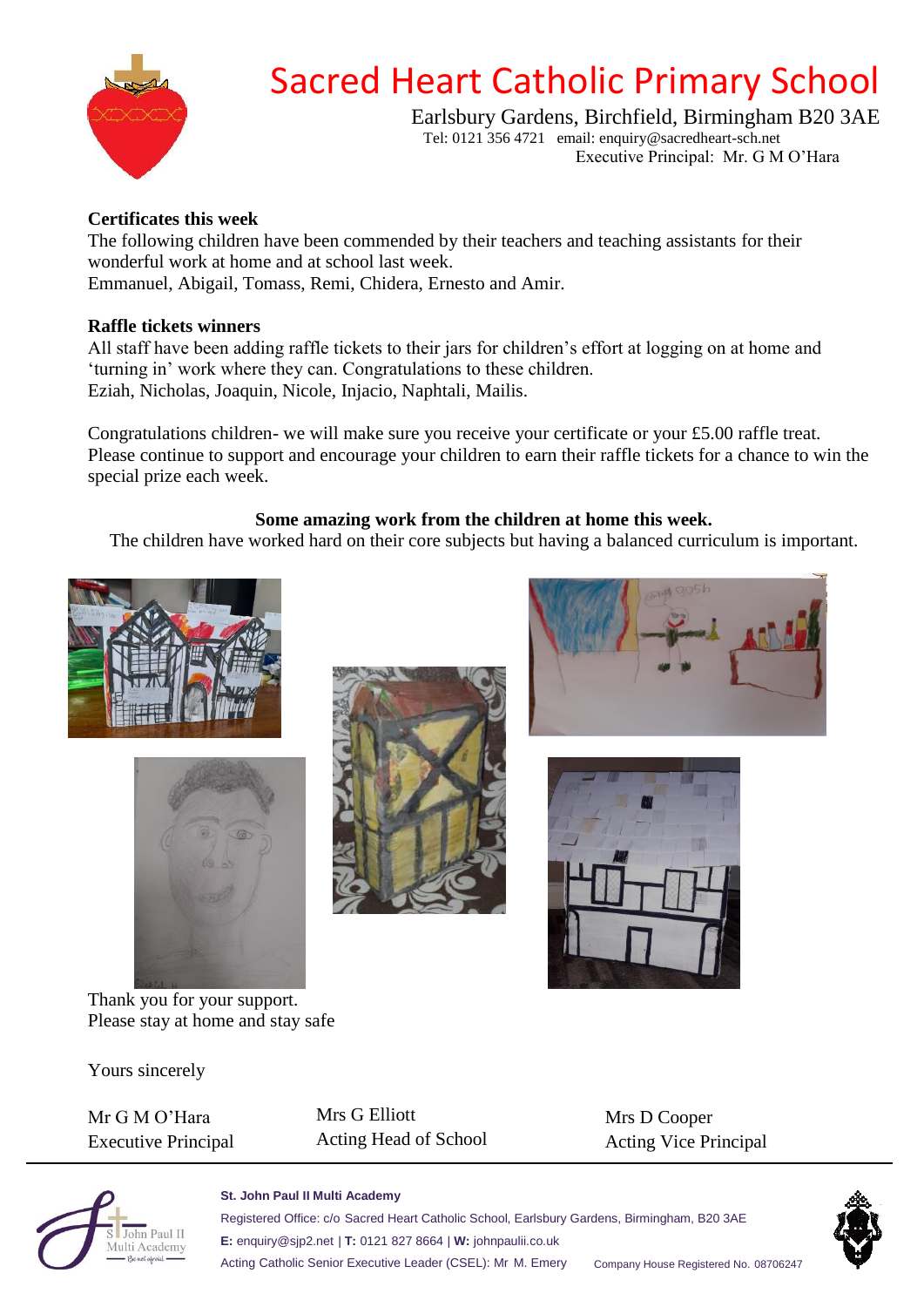# Sacred Heart Catholic Primary School

Earlsbury Gardens, Birchfield, Birmingham B20 3AE
Tel: 0121 356 4721 email: enquiry@sacredheart-sch.net
Executive Principal: Mr. G M O'Hara

**Certificates this week**

The following children have been commended by their teachers and teaching assistants for their wonderful work at home and at school last week.
Emmanuel, Abigail, Tomass, Remi, Chidera, Ernesto and Amir.

**Raffle tickets winners**

All staff have been adding raffle tickets to their jars for children's effort at logging on at home and 'turning in' work where they can. Congratulations to these children.
Eziah, Nicholas, Joaquin, Nicole, Injacio, Naphtali, Mailis.

Congratulations children- we will make sure you receive your certificate or your £5.00 raffle treat. Please continue to support and encourage your children to earn their raffle tickets for a chance to win the special prize each week.

**Some amazing work from the children at home this week.**

The children have worked hard on their core subjects but having a balanced curriculum is important.

Thank you for your support.
Please stay at home and stay safe

Yours sincerely

Mr G M O'Hara
Executive Principal

Mrs G Elliott
Acting Head of School

Mrs D Cooper
Acting Vice Principal

**St. John Paul II Multi Academy**
Registered Office: c/o Sacred Heart Catholic School, Earlsbury Gardens, Birmingham, B20 3AE
**E:** enquiry@sjp2.net | **T:** 0121 827 8664 | **W:** johnpaulii.co.uk
Acting Catholic Senior Executive Leader (CSEL): Mr M. Emery Company House Registered No. 08706247